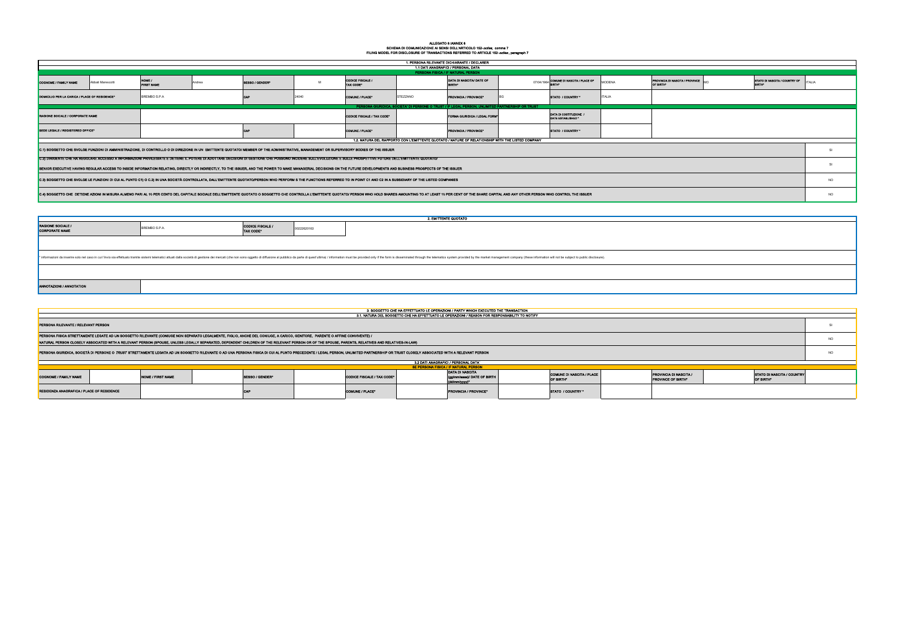**ALLEGATO 6 /ANNEX 6**
**SCHEMA DI COMUNICAZIONE AI SENSI DELL'ARTICOLO 152-*octies*, comma 7**
**FILING MODEL FOR DISCLOSURE OF TRANSACTIONS REFERRED TO ARTICLE 152-*octies*, paragraph 7**

## 1. PERSONA RILEVANTE DICHIARANTE / DECLARER

### 1.1 DATI ANAGRAFICI / PERSONAL DATA

**PERSONA FISICA / IF NATURAL PERSON**

| COGNOME / FAMILY NAME | Abbati Marescotti | NOME / FIRST NAME | Andrea | SESSO / GENDER* | M | CODICE FISCALE / TAX CODE* | | DATA DI NASCITA/ DATE OF BIRTH* | 07/04/1964 | COMUNE DI NASCITA / PLACE OF BIRTH* | MODENA | PROVINCIA DI NASCITA / PROVINCE OF BIRTH* | MO | STATO DI NASCITA / COUNTRY OF BIRTH* | ITALIA |
|---|---|---|---|---|---|---|---|---|---|---|---|---|---|---|---|
| DOMICILIO PER LA CARICA / PLACE OF RESIDENCE* | BREMBO S.P.A | | | CAP | 24040 | COMUNE / PLACE* | STEZZANO | PROVINCIA / PROVINCE* | BG | STATO / COUNTRY * | ITALIA | | | | |

**PERSONA GIURIDICA, SOCIETA' DI PERSONE O TRUST / IF LEGAL PERSON, UNLIMITED PARTNERSHIP OR TRUST**

| RAGIONE SOCIALE / CORPORATE NAME | | | | CODICE FISCALE / TAX CODE* | | FORMA GIURIDICA / LEGAL FORM* | | DATA DI COSTITUZIONE / DATE ESTABLISHED * | |
|---|---|---|---|---|---|---|---|---|---|
| SEDE LEGALE / REGISTERED OFFICE* | | CAP | | COMUNE / PLACE* | | PROVINCIA / PROVINCE* | | STATO / COUNTRY * | |

### 1.2. NATURA DEL RAPPORTO CON L'EMITTENTE QUOTATO / NATURE OF RELATIONSHIP WITH THE LISTED COMPANY

| | |
|---|---|
| C.1) SOGGETTO CHE SVOLGE FUNZIONI DI AMMINISTRAZIONE, DI CONTROLLO O DI DIREZIONE IN UN EMITTENTE QUOTATO/ MEMBER OF THE ADMINISTRATIVE, MANAGEMENT OR SUPERVISORY BODIES OF THE ISSUER | SI |
| C.2) DIRIGENTE CHE HA REGOLARE ACCESSO A INFORMAZIONI PRIVILEGIATE E DETIENE IL POTERE DI ADOTTARE DECISIONI DI GESTIONE CHE POSSONO INCIDERE SULL'EVOLUZIONE E SULLE PROSPETTIVE FUTURE DELL'EMITTENTE QUOTATO/ SENIOR EXECUTIVE HAVING REGULAR ACCESS TO INSIDE INFORMATION RELATING, DIRECTLY OR INDIRECTLY, TO THE ISSUER, AND THE POWER TO MAKE MANAGERIAL DECISIONS ON THE FUTURE DEVELOPMENTS AND BUSINESS PROSPECTS OF THE ISSUER | SI |
| C.3) SOGGETTO CHE SVOLGE LE FUNZIONI DI CUI AL PUNTO C1) O C.2) IN UNA SOCIETÀ CONTROLLATA, DALL'EMITTENTE QUOTATO/PERSON WHO PERFORM S THE FUNCTIONS REFERRED TO IN POINT C1 AND C2 IN A SUBSIDIARY OF THE LISTED COMPANIES | NO |
| C.4) SOGGETTO CHE DETIENE AZIONI IN MISURA ALMENO PARI AL 10 PER CENTO DEL CAPITALE SOCIALE DELL'EMITTENTE QUOTATO O SOGGETTO CHE CONTROLLA L'EMITTENTE QUOTATO/ PERSON WHO HOLD SHARES AMOUNTING TO AT LEAST 10 PER CENT OF THE SHARE CAPITAL AND ANY OTHER PERSON WHO CONTROL THE ISSUER | NO |

## 2. EMITTENTE QUOTATO

| RAGIONE SOCIALE / CORPORATE NAME | BREMBO S.P.A. | CODICE FISCALE / TAX CODE* | 00222620163 |
|---|---|---|---|

\* informazioni da inserire solo nel caso in cui l'invio sia effettuato tramite sistemi telematici attuali dalla società di gestione dei mercati (che non sono oggetto di diffusione al pubblico da parte di quest'ultima) / information must be provided only if the form is disseminated through the telematics system provided by the market management company (these information will not be subject to public disclosure).

| ANNOTAZIONI / ANNOTATION | |
|---|---|

## 3. SOGGETTO CHE HA EFFETTUATO LE OPERAZIONI / PARTY WHICH EXECUTED THE TRANSACTION

### 3.1. NATURA DEL SOGGETTO CHE HA EFFETTUATO LE OPERAZIONI / REASON FOR RESPONSABILITY TO NOTIFY

| | |
|---|---|
| PERSONA RILEVANTE / RELEVANT PERSON | SI |
| PERSONA FISICA STRETTAMENTE LEGATA AD UN SOGGETTO RILEVANTE (CONIUGE NON SEPARATO LEGALMENTE, FIGLIO, ANCHE DEL CONIUGE, A CARICO, GENITORE, PARENTE O AFFINE CONVIVENTE) / NATURAL PERSON CLOSELY ASSOCIATED WITH A RELEVANT PERSON (SPOUSE, UNLESS LEGALLY SEPARATED, DEPENDENT CHILDREN OF THE RELEVANT PERSON OR OF THE SPOUSE, PARENTS, RELATIVES AND RELATIVES-IN-LAW) | NO |
| PERSONA GIURIDICA, SOCIETÀ DI PERSONE O *TRUST* STRETTAMENTE LEGATA AD UN SOGGETTO RILEVANTE O AD UNA PERSONA FISICA DI CUI AL PUNTO PRECEDENTE / LEGAL PERSON, UNLIMITED PARTNERSHIP OR TRUST CLOSELY ASSOCIATED WITH A RELEVANT PERSON | NO |

### 3.2 DATI ANAGRAFICI / PERSONAL DATA

**SE PERSONA FISICA / IF NATURAL PERSON**

| COGNOME / FAMILY NAME | | NOME / FIRST NAME | | SESSO / GENDER* | | CODICE FISCALE / TAX CODE* | | DATA DI NASCITA (gg/mm/aaaa)/ DATE OF BIRTH (dd/mm/yyyy)* | | COMUNE DI NASCITA / PLACE OF BIRTH* | | PROVINCIA DI NASCITA / PROVINCE OF BIRTH* | | STATO DI NASCITA / COUNTRY OF BIRTH* | |
|---|---|---|---|---|---|---|---|---|---|---|---|---|---|---|---|
| RESIDENZA ANAGRAFICA / PLACE OF RESIDENCE | | | | CAP | | COMUNE / PLACE* | | PROVINCIA / PROVINCE* | | STATO / COUNTRY * | | | | | |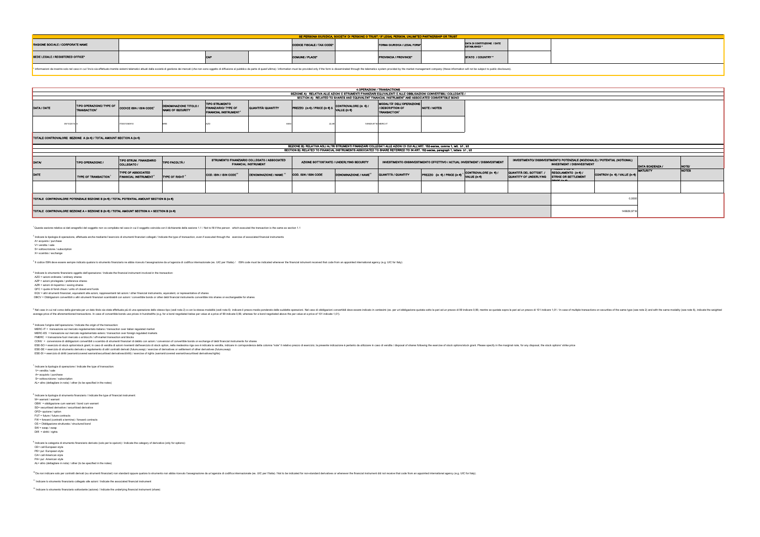| SE PERSONA GIURIDICA, SOCIETA' DI PERSONE O TRUST / IF LEGAL PERSON, UNLIMITED PARTNERSHIP OR TRUST | | | | | | | | | |
|---|---|---|---|---|---|---|---|---|---|
| RAGIONE SOCIALE / CORPORATE NAME | | | | CODICE FISCALE / TAX CODE* | | FORMA GIURIDICA / LEGAL FORM* | | DATA DI COSTITUZIONE / DATE ESTABLISHED * | |
| SEDE LEGALE / REGISTERED OFFICE* | | CAP | | COMUNE / PLACE* | | PROVINCIA / PROVINCE* | | STATO / COUNTRY * | |

* informazioni da inserire solo nel caso in cui l'invio sia effettuato tramite sistemi telematici attuati dalla società di gestione dei mercati (che non sono oggetto di diffusione al pubblico da parte di quest'ultima) / information must be provided only if the form is disseminated through the telematics system provided by the market management company (these information will not be subject to public disclosure).

## 4.OPERAZIONI / TRANSACTIONS

### SEZIONE A): RELATIVA ALLE AZIONI E STRUMENTI FINANZIARI EQUIVALENTI E ALLE OBBLIGAZIONI CONVERTIBILI COLLEGATE / SECTION A): RELATED TO SHARES AND EQUIVALENT FINANCIAL INSTRUMENT AND ASSOCIATED CONVERTIBLE BOND

| DATA / DATE | TIPO OPERAZIONE/ TYPE OF TRANSACTION[2] | CODICE ISIN / ISIN CODE[3] | DENOMINAZIONE TITOLO / NAME OF SECURITY | TIPO STRUMENTO FINANZIARIO/ TYPE OF FINANCIAL INSTRUMENT[4] | QUANTITA'/ QUANTITY | PREZZO (in €) / PRICE (in €) 5 | CONTROVALORE (in €) / VALUE (in €) | MODALITA' DELL'OPERAZIONE / DESCRIPTION OF TRANSACTION[6] | NOTE / NOTES |
|---|---|---|---|---|---|---|---|---|---|
| 05/10/2016 | A | IT0001069910 | BRE | AZO | 6550 | 22,89 | 149929,9716 | MERC-IT | |
| TOTALE CONTROVALORE SEZIONE A (in €) / TOTAL AMOUNT SECTION A (in €) | | | | | | | | | |

### SEZIONE B): RELATIVA AGLI ALTRI STRUMENTI FINANZIARI COLLEGATI ALLE AZIONI DI CUI ALL'ART. 152-sexies, comma 1, lett. b1 , b3 / SECTION B): RELATED TO FINANCIAL INSTRUMENTS ASSOCIATED TO SHARE REFERRED TO IN ART. 152-sexies, paragraph 1, lettere b1 , b3

| DATA/ DATE | TIPO OPERAZIONE / TYPE OF TRANSACTION[7] | TIPO STRUM. FINANZIARIO COLLEGATO / TYPE OF ASSOCIATED FINANCIAL INSTRUMENT[8] | TIPO FACOLTÀ / TYPE OF RIGHT[9] | STRUMENTO FINANZIARIO COLLEGATO / ASSOCIATED FINANCIAL INSTRUMENT: COD. ISIN / ISIN CODE[10] | DENOMINAZIONE / NAME[11] | AZIONE SOTTOSTANTE / UNDERLYING SECURITY: COD. ISIN / ISIN CODE | DENOMINAZIONE / NAME[12] | INVESTIMENTO /DISINVESTIMENTO EFFETTIVO / ACTUAL INVESTMENT / DISINVESTMENT: QUANTITÀ / QUANTITY | PREZZO (in €) / PRICE (in €)[5] | CONTROVALORE (in €) / VALUE (in €) | INVESTIMENTO/ DISINVESTIMENTO POTENZIALE (NOZIONALE) / POTENTIAL (NOTIONAL) INVESTMENT / DISINVESTMENT: QUANTITÀ DEL SOTTOST. / QUANTITY OF UNDERLYING | PREZZO D'ESERCIZIO/ REGOLAMENTO (in €) / STRIKE OR SETTLEMENT PRICE (in €) | CONTROV (in €) / VALUE (in €) | DATA SCADENZA / MATURITY | NOTE/ NOTES |
|---|---|---|---|---|---|---|---|---|---|---|---|---|---|---|---|
| | | | | | | | | | | | | | | | |
| TOTALE CONTROVALORE POTENZIALE SEZIONE B (in €) / TOTAL POTENTIAL AMOUNT SECTION B (in €) | | | | | | | | | | | | | 0,0000 | | |
| TOTALE CONTROVALORE SEZIONE A + SEZIONE B (in €) / TOTAL AMOUNT SECTION A + SECTION B (in €) | | | | | | | | | | | | | 149929,9716 | | |

[1] Questa sezione relativa ai dati anagrafici del soggetto non va compilata nel caso in cui il soggetto coincida con il dichiarante della sezione 1.1 / Not to fill if the person which executed the transaction is the same as section 1.1

[2] Indicare la tipologia di operazione, effettuata anche mediante l'esercizio di strumenti finanziari collegati / Indicate the type of transaction, even if executed through the exercise of associated financial instruments
A= acquisto / purchase
V= vendita / sale
S= sottoscrizione / subscription
X= scambio / exchange

[3] Il codice ISIN deve essere sempre indicato qualora lo strumento finanziario ne abbia ricevuto l'assegnazione da un'agenzia di codifica internazionale (es. UIC per l'Italia) / ISIN code must be indicated whenever the financial istrument received that code from an appointed international agency (e.g. UIC for Italy)

[4] Indicare lo strumento finanziario oggetto dell'operazione / Indicate the financial instrument involved in the transaction:
AZO = azioni ordinarie / ordinary shares
AZP = azioni privilegiate / preference shares
AZR = azioni di risparmio / saving shares
QFC = quote di fondi chiusi / units of closed-end funds
EQV = altri strumenti finanziari, equivalenti alle azioni, rappresentanti tali azioni / other financial instruments, equivalent, or representative of shares
OBCV = Obbligazioni convertibili o altri strumenti finanziari scambiabili con azioni / convertible bonds or other debt financial instruments convertible into shares or exchangeable for shares

[5] Nel caso in cui nel corso della giornata per un dato titolo sia stata effettuata più di una operazione dello stesso tipo (vedi nota 2) e con la stessa modalità (vedi nota 6) indicare il prezzo medio ponderato delle suddette operazioni. Nel caso di obbligazioni convertibili deve essere indicato in centesimi (es. per un'obbligazione quotata sotto la pari ad un prezzo di 99 indicare 0,99, mentre se quotata sopra la pari ad un prezzo di 101 indicare 1,01) / In case of multiple transactions on securities of the same type (see note 2) and with the same modality (see note 6), indicate the weighted average price of the aforementioned transactions. In case of convertible bonds use prices in hundredths (e.g. for a bond negotiated below par value at a price of 99 indicate 0,99, whereas for a bond negotiated above the par value at a price of 101 indicate 1,01).

[6] Indicare l'origine dell'operazione / Indicate the origin of the transaction:
MERC-IT = transazione sul mercato regolamentato italiano / transaction over italian regulated market
MERC-ES = transazione sul mercato regolamentato estero / transaction over foreign regulated markets
FMERC = transazione fuori mercato o ai blocchi / off-market transaction and blocks
CONV = conversione di obbligazioni convertibili o scambio di strumenti finanziari di debito con azioni / conversion of convertible bonds or exchange of debt financial instruments for shares
ESE-SO = esercizio di stock option/stock grant; in caso di vendita di azioni rivenienti dall'esercizio di stock option, nella medesima riga ove è indicata la vendita, indicare in corrispondenza della colonna "note" il relativo prezzo di esercizio; la presente indicazione è pertanto da utilizzare in caso di vendita / disposal of shares following the exercise of stock options/stock grant. Please specify in the marginal note, for any disposal, the stock options' strike price
ESE-DE = esercizio di strumento derivato o regolamento di altri contratti derivati (future,swap) / exercise of derivatives or settlement of other derivatives (future,swap)
ESE-DI = esercizio di diritti (warrant/covered warrant/securitised derivatives/diritti) / exercise of rights (warrant/covered warrant/securitised derivatives/rights)

[7] Indicare la tipologia di operazione / Indicate the type of transaction:
V= vendita / sale
A= acquisto / purchase
S= sottoscrizione / subscription
AL= altro (dettagliare in nota) / other (to be specified in the notes)

[8] Indicare la tipologia di strumento finanziario / Indicate the type of financial instrument:
W= warrant / warrant
OBW = obbligazione cum warrant / bond cum warrant
SD= securitised derivative / securitised derivative
OPZ= opzione / option
FUT = future / future contracts
FW = forward (contratti a termine) / forward contracts
OS = Obbligazione strutturata / structured bond
SW = swap / swap
DIR = diritti / rights

[9] Indicare la categoria di strumento finanziario derivato (solo per le opzioni) / Indicate the category of derivative (only for options):
CE= call European style
PE= put European style
CA= call American style
PA= put American style
AL= altro (dettagliare in nota) / other (to be specified in the notes)

[10] Da non indicare solo per contratti derivati (su strumenti finanziari) non standard oppure qualora lo strumento non abbia ricevuto l'assegnazione da un'agenzia di codifica internazionale (es. UIC per l'Italia) / Not to be indicated for non-standard derivatives or whenever the financial instrument did not receive that code from an appointed international agency (e.g. UIC for Italy).

[11] Indicare lo strumento finanziario collegato alle azioni / Indicate the associated financial instrument

[12] Indicare lo strumento finanziario sottostante (azione) / Indicate the underlying financial instrument (share)